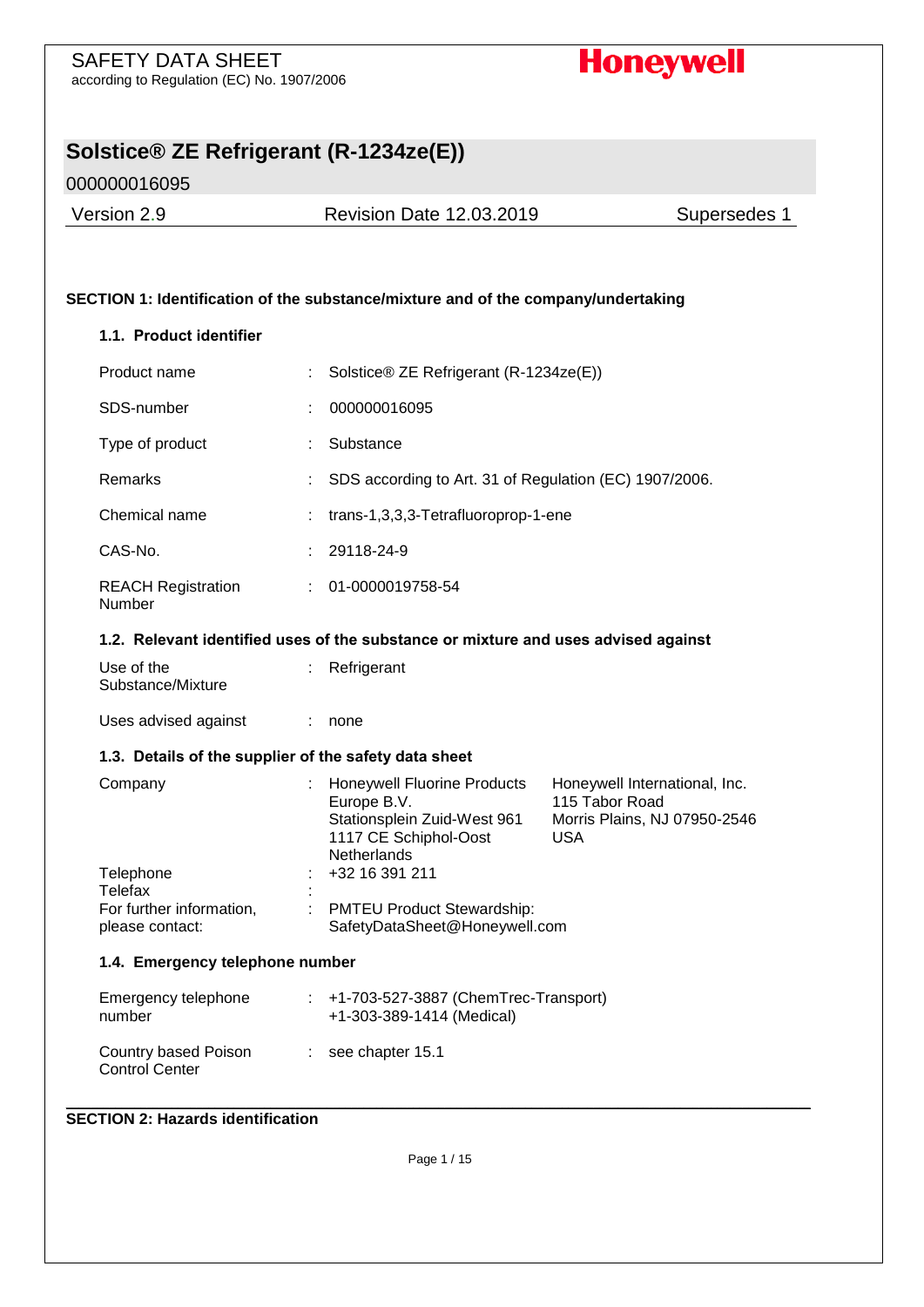SAFETY DATA SHEET
according to Regulation (EC) No. 1907/2006

**Honeywell**

# Solstice® ZE Refrigerant (R-1234ze(E))

000000016095

Version 2.9 | Revision Date 12.03.2019 | Supersedes 1

## SECTION 1: Identification of the substance/mixture and of the company/undertaking

### 1.1. Product identifier

| | | |
|---|---|---|
| Product name | : | Solstice® ZE Refrigerant (R-1234ze(E)) |
| SDS-number | : | 000000016095 |
| Type of product | : | Substance |
| Remarks | : | SDS according to Art. 31 of Regulation (EC) 1907/2006. |
| Chemical name | : | trans-1,3,3,3-Tetrafluoroprop-1-ene |
| CAS-No. | : | 29118-24-9 |
| REACH Registration Number | : | 01-0000019758-54 |

### 1.2. Relevant identified uses of the substance or mixture and uses advised against

| | | |
|---|---|---|
| Use of the Substance/Mixture | : | Refrigerant |
| Uses advised against | : | none |

### 1.3. Details of the supplier of the safety data sheet

| | | | |
|---|---|---|---|
| Company | : | Honeywell Fluorine Products Europe B.V.<br>Stationsplein Zuid-West 961<br>1117 CE Schiphol-Oost<br>Netherlands | Honeywell International, Inc.<br>115 Tabor Road<br>Morris Plains, NJ 07950-2546<br>USA |
| Telephone | : | +32 16 391 211 | |
| Telefax | : | | |
| For further information, please contact: | : | PMTEU Product Stewardship:<br>SafetyDataSheet@Honeywell.com | |

### 1.4. Emergency telephone number

| | | |
|---|---|---|
| Emergency telephone number | : | +1-703-527-3887 (ChemTrec-Transport)<br>+1-303-389-1414 (Medical) |
| Country based Poison Control Center | : | see chapter 15.1 |

## SECTION 2: Hazards identification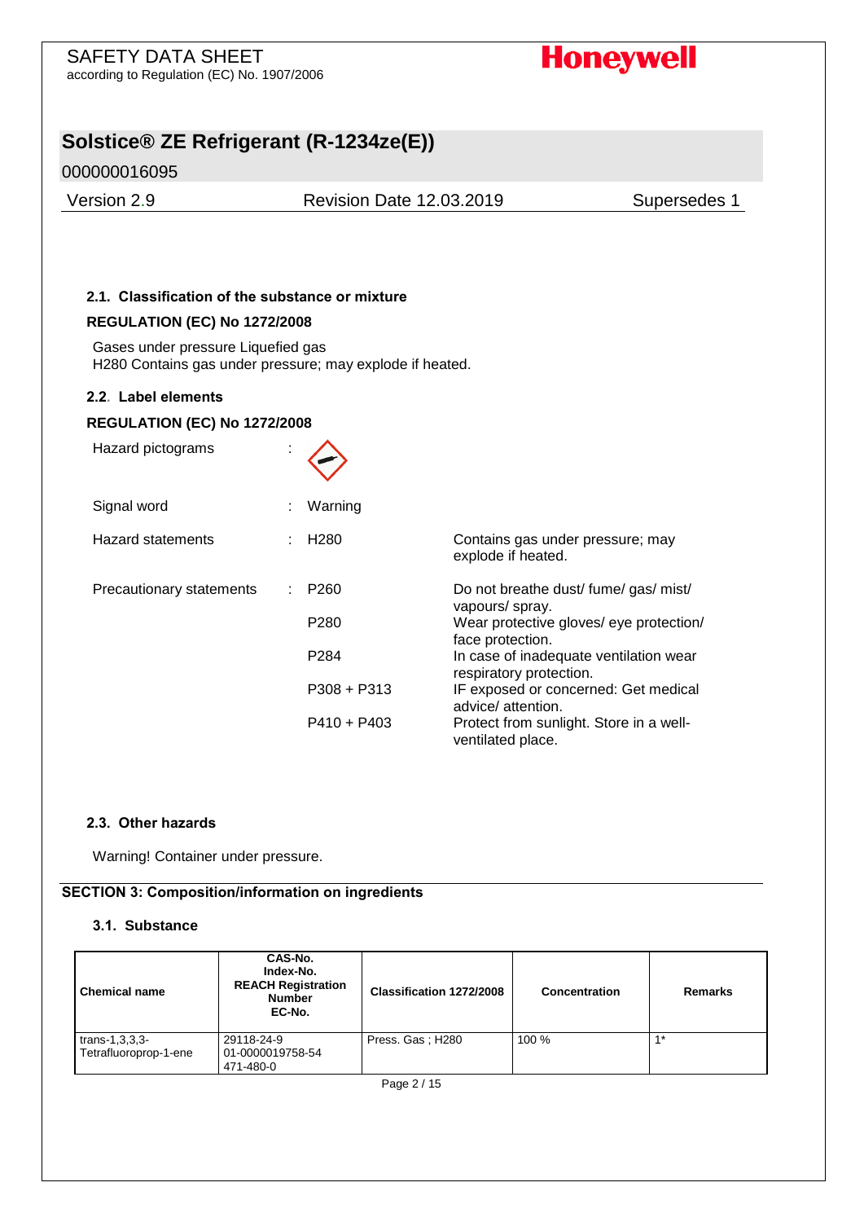### 2.1. Classification of the substance or mixture

**REGULATION (EC) No 1272/2008**

Gases under pressure Liquefied gas
H280 Contains gas under pressure; may explode if heated.

### 2.2. Label elements

**REGULATION (EC) No 1272/2008**

| | | | |
|---|---|---|---|
| Hazard pictograms | : | | |
| Signal word | : | Warning | |
| Hazard statements | : | H280 | Contains gas under pressure; may explode if heated. |
| Precautionary statements | : | P260 | Do not breathe dust/ fume/ gas/ mist/ vapours/ spray. |
| | | P280 | Wear protective gloves/ eye protection/ face protection. |
| | | P284 | In case of inadequate ventilation wear respiratory protection. |
| | | P308 + P313 | IF exposed or concerned: Get medical advice/ attention. |
| | | P410 + P403 | Protect from sunlight. Store in a well-ventilated place. |

### 2.3. Other hazards

Warning! Container under pressure.

## SECTION 3: Composition/information on ingredients

### 3.1. Substance

| Chemical name | CAS-No. Index-No. REACH Registration Number EC-No. | Classification 1272/2008 | Concentration | Remarks |
|---|---|---|---|---|
| trans-1,3,3,3-Tetrafluoroprop-1-ene | 29118-24-9 01-0000019758-54 471-480-0 | Press. Gas ; H280 | 100 % | 1* |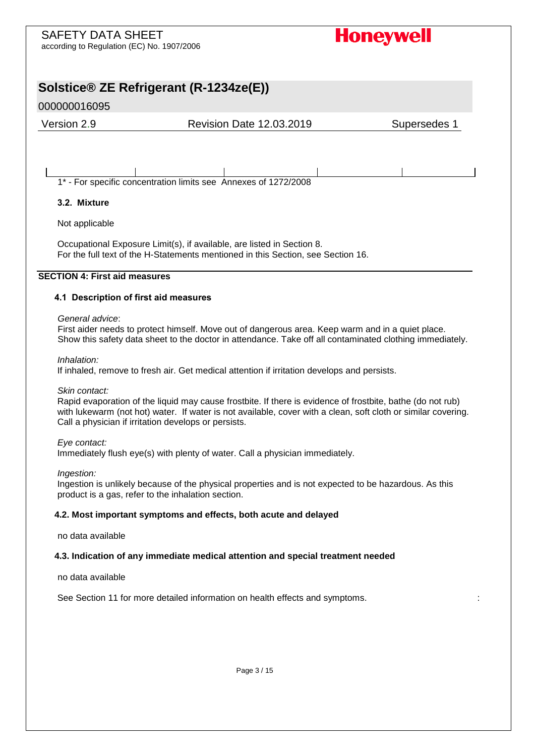1* - For specific concentration limits see Annexes of 1272/2008

### 3.2. Mixture

Not applicable

Occupational Exposure Limit(s), if available, are listed in Section 8.
For the full text of the H-Statements mentioned in this Section, see Section 16.

## SECTION 4: First aid measures

### 4.1 Description of first aid measures

*General advice*:
First aider needs to protect himself. Move out of dangerous area. Keep warm and in a quiet place. Show this safety data sheet to the doctor in attendance. Take off all contaminated clothing immediately.

*Inhalation:*
If inhaled, remove to fresh air. Get medical attention if irritation develops and persists.

*Skin contact:*
Rapid evaporation of the liquid may cause frostbite. If there is evidence of frostbite, bathe (do not rub) with lukewarm (not hot) water. If water is not available, cover with a clean, soft cloth or similar covering. Call a physician if irritation develops or persists.

*Eye contact:*
Immediately flush eye(s) with plenty of water. Call a physician immediately.

*Ingestion:*
Ingestion is unlikely because of the physical properties and is not expected to be hazardous. As this product is a gas, refer to the inhalation section.

### 4.2. Most important symptoms and effects, both acute and delayed

no data available

### 4.3. Indication of any immediate medical attention and special treatment needed

no data available

See Section 11 for more detailed information on health effects and symptoms. :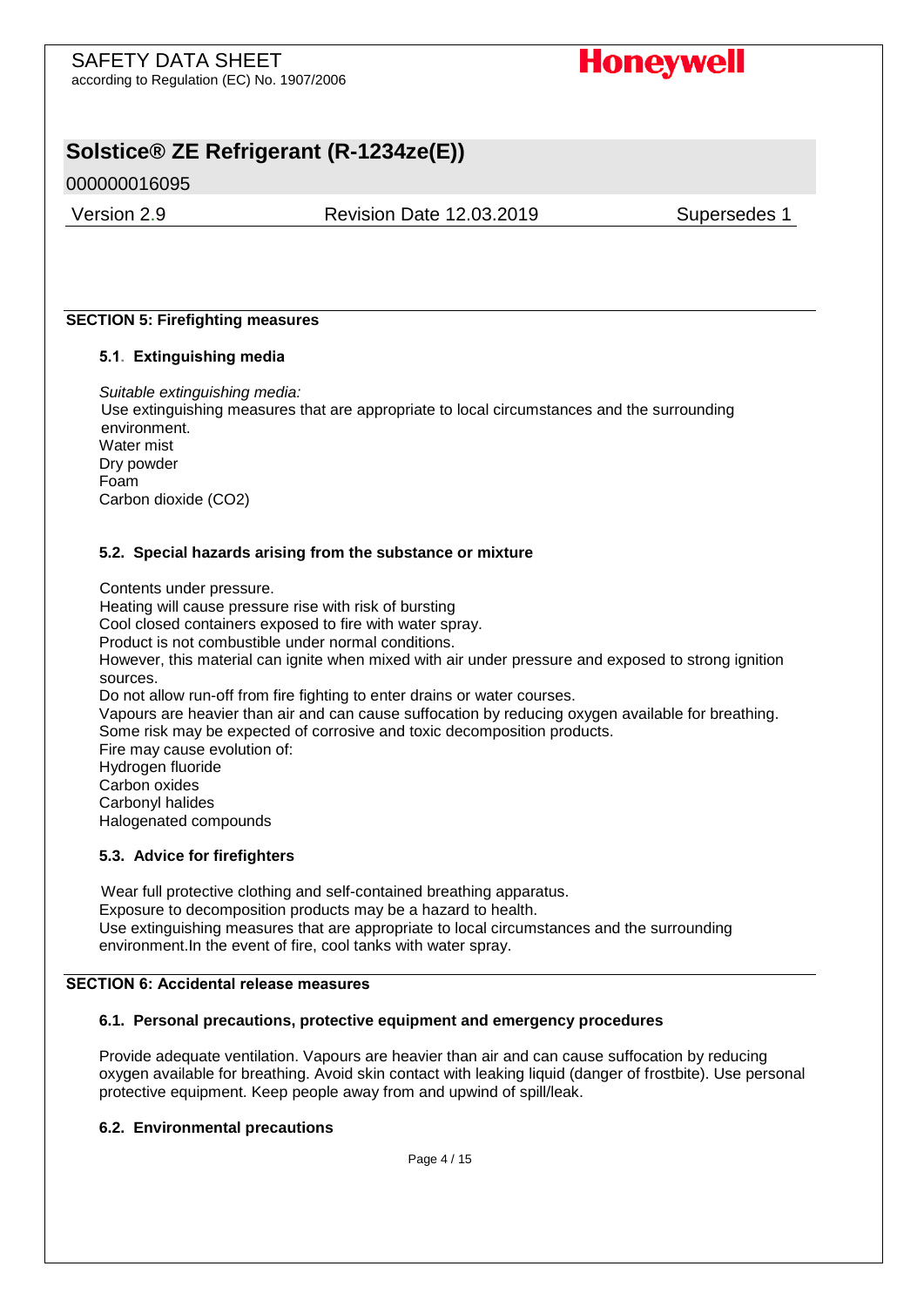## SECTION 5: Firefighting measures

### 5.1. Extinguishing media

*Suitable extinguishing media:*

Use extinguishing measures that are appropriate to local circumstances and the surrounding environment.
Water mist
Dry powder
Foam
Carbon dioxide ($CO2$)

### 5.2. Special hazards arising from the substance or mixture

Contents under pressure.
Heating will cause pressure rise with risk of bursting
Cool closed containers exposed to fire with water spray.
Product is not combustible under normal conditions.
However, this material can ignite when mixed with air under pressure and exposed to strong ignition sources.
Do not allow run-off from fire fighting to enter drains or water courses.
Vapours are heavier than air and can cause suffocation by reducing oxygen available for breathing.
Some risk may be expected of corrosive and toxic decomposition products.
Fire may cause evolution of:
Hydrogen fluoride
Carbon oxides
Carbonyl halides
Halogenated compounds

### 5.3. Advice for firefighters

Wear full protective clothing and self-contained breathing apparatus.
Exposure to decomposition products may be a hazard to health.
Use extinguishing measures that are appropriate to local circumstances and the surrounding environment.In the event of fire, cool tanks with water spray.

## SECTION 6: Accidental release measures

### 6.1. Personal precautions, protective equipment and emergency procedures

Provide adequate ventilation. Vapours are heavier than air and can cause suffocation by reducing oxygen available for breathing. Avoid skin contact with leaking liquid (danger of frostbite). Use personal protective equipment. Keep people away from and upwind of spill/leak.

### 6.2. Environmental precautions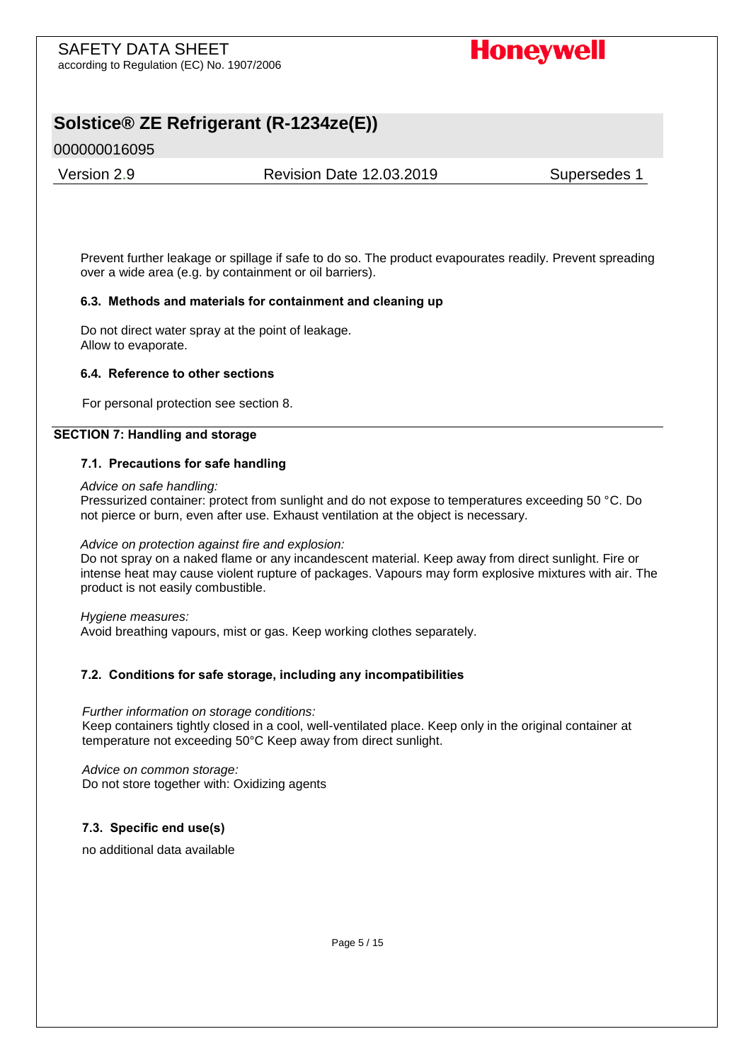Prevent further leakage or spillage if safe to do so. The product evaporates readily. Prevent spreading over a wide area (e.g. by containment or oil barriers).

### 6.3. Methods and materials for containment and cleaning up

Do not direct water spray at the point of leakage.
Allow to evaporate.

### 6.4. Reference to other sections

For personal protection see section 8.

## SECTION 7: Handling and storage

### 7.1. Precautions for safe handling

*Advice on safe handling:*
Pressurized container: protect from sunlight and do not expose to temperatures exceeding 50 °C. Do not pierce or burn, even after use. Exhaust ventilation at the object is necessary.

*Advice on protection against fire and explosion:*
Do not spray on a naked flame or any incandescent material. Keep away from direct sunlight. Fire or intense heat may cause violent rupture of packages. Vapours may form explosive mixtures with air. The product is not easily combustible.

*Hygiene measures:*
Avoid breathing vapours, mist or gas. Keep working clothes separately.

### 7.2. Conditions for safe storage, including any incompatibilities

*Further information on storage conditions:*
Keep containers tightly closed in a cool, well-ventilated place. Keep only in the original container at temperature not exceeding 50°C Keep away from direct sunlight.

*Advice on common storage:*
Do not store together with: Oxidizing agents

### 7.3. Specific end use(s)

no additional data available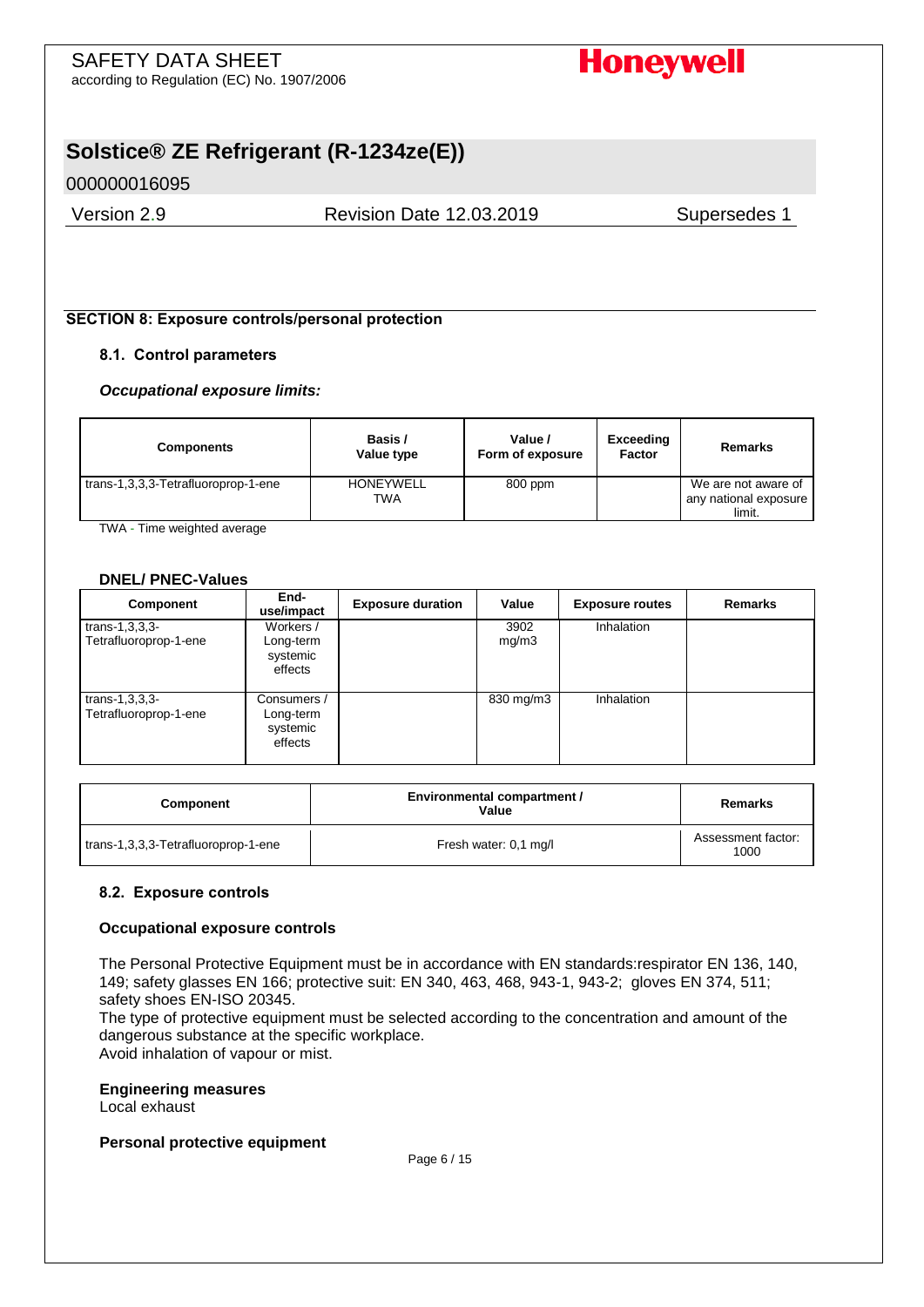## SECTION 8: Exposure controls/personal protection

### 8.1. Control parameters

***Occupational exposure limits:***

| Components | Basis / Value type | Value / Form of exposure | Exceeding Factor | Remarks |
|---|---|---|---|---|
| trans-1,3,3,3-Tetrafluoroprop-1-ene | HONEYWELL TWA | 800 ppm | | We are not aware of any national exposure limit. |

TWA - Time weighted average

#### DNEL/ PNEC-Values

| Component | End-use/impact | Exposure duration | Value | Exposure routes | Remarks |
|---|---|---|---|---|---|
| trans-1,3,3,3-Tetrafluoroprop-1-ene | Workers / Long-term systemic effects | | 3902 mg/m3 | Inhalation | |
| trans-1,3,3,3-Tetrafluoroprop-1-ene | Consumers / Long-term systemic effects | | 830 mg/m3 | Inhalation | |

| Component | Environmental compartment / Value | Remarks |
|---|---|---|
| trans-1,3,3,3-Tetrafluoroprop-1-ene | Fresh water: 0,1 mg/l | Assessment factor: 1000 |

### 8.2. Exposure controls

#### Occupational exposure controls

The Personal Protective Equipment must be in accordance with EN standards:respirator EN 136, 140, 149; safety glasses EN 166; protective suit: EN 340, 463, 468, 943-1, 943-2; gloves EN 374, 511; safety shoes EN-ISO 20345.
The type of protective equipment must be selected according to the concentration and amount of the dangerous substance at the specific workplace.
Avoid inhalation of vapour or mist.

**Engineering measures**
Local exhaust

**Personal protective equipment**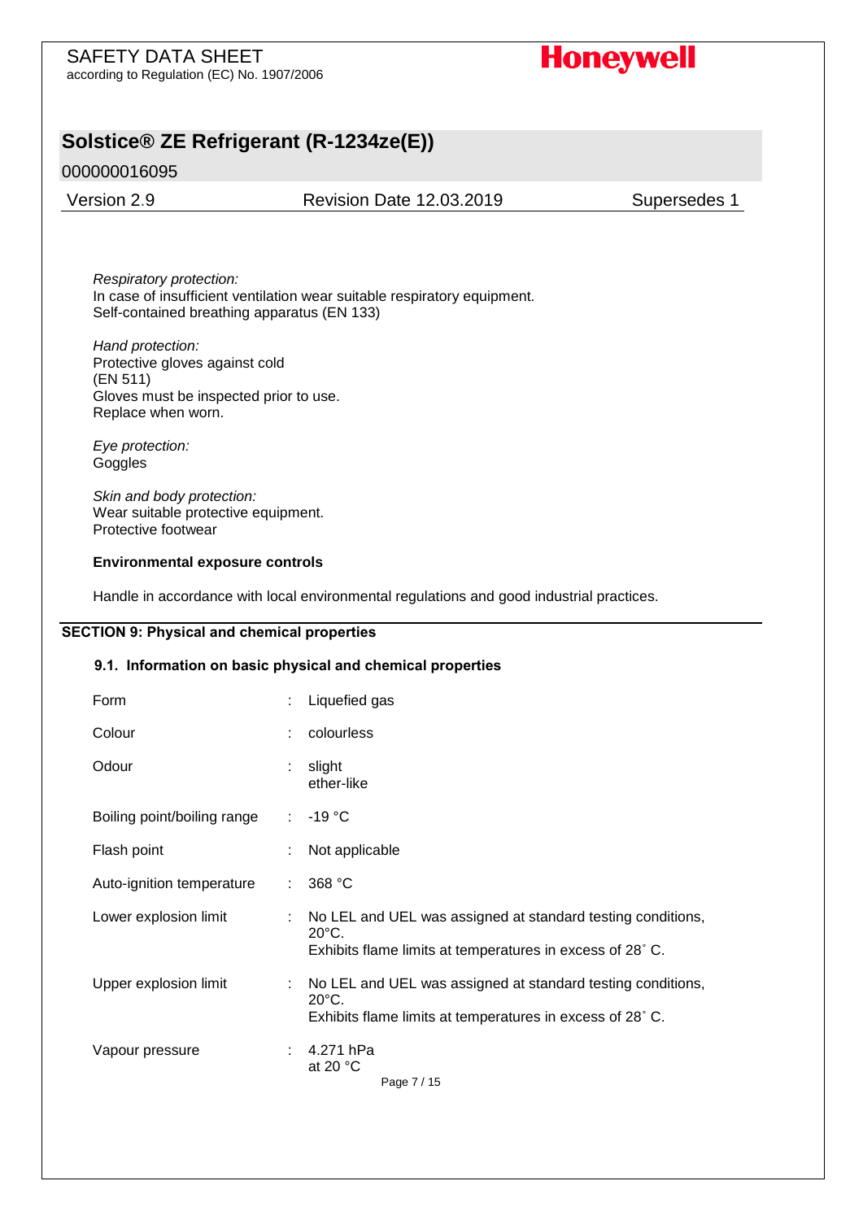*Respiratory protection:*
In case of insufficient ventilation wear suitable respiratory equipment.
Self-contained breathing apparatus (EN 133)

*Hand protection:*
Protective gloves against cold
(EN 511)
Gloves must be inspected prior to use.
Replace when worn.

*Eye protection:*
Goggles

*Skin and body protection:*
Wear suitable protective equipment.
Protective footwear

**Environmental exposure controls**

Handle in accordance with local environmental regulations and good industrial practices.

## SECTION 9: Physical and chemical properties

### 9.1. Information on basic physical and chemical properties

| | | |
|---|---|---|
| Form | : | Liquefied gas |
| Colour | : | colourless |
| Odour | : | slight<br>ether-like |
| Boiling point/boiling range | : | -19 °C |
| Flash point | : | Not applicable |
| Auto-ignition temperature | : | 368 °C |
| Lower explosion limit | : | No LEL and UEL was assigned at standard testing conditions, 20°C.<br>Exhibits flame limits at temperatures in excess of 28˚ C. |
| Upper explosion limit | : | No LEL and UEL was assigned at standard testing conditions, 20°C.<br>Exhibits flame limits at temperatures in excess of 28˚ C. |
| Vapour pressure | : | 4.271 hPa<br>at 20 °C |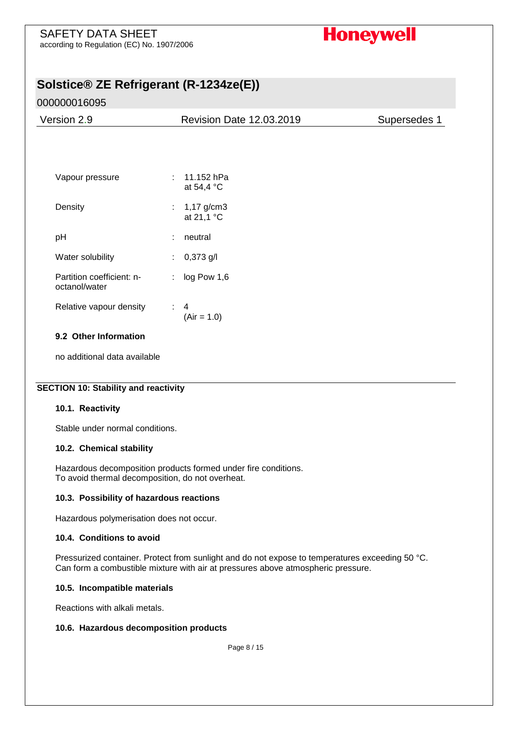| | | |
|---|---|---|
| Vapour pressure | : | 11.152 hPa at 54,4 °C |
| Density | : | 1,17 g/cm3 at 21,1 °C |
| pH | : | neutral |
| Water solubility | : | 0,373 g/l |
| Partition coefficient: n-octanol/water | : | log Pow 1,6 |
| Relative vapour density | : | 4 (Air = 1.0) |

### 9.2 Other Information

no additional data available

## SECTION 10: Stability and reactivity

### 10.1. Reactivity

Stable under normal conditions.

### 10.2. Chemical stability

Hazardous decomposition products formed under fire conditions.
To avoid thermal decomposition, do not overheat.

### 10.3. Possibility of hazardous reactions

Hazardous polymerisation does not occur.

### 10.4. Conditions to avoid

Pressurized container. Protect from sunlight and do not expose to temperatures exceeding 50 °C.
Can form a combustible mixture with air at pressures above atmospheric pressure.

### 10.5. Incompatible materials

Reactions with alkali metals.

### 10.6. Hazardous decomposition products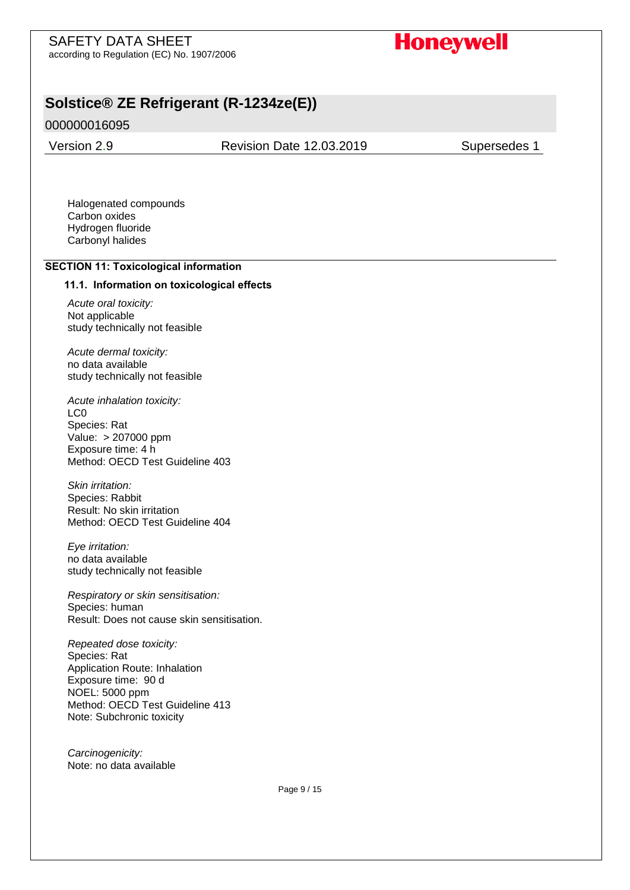Halogenated compounds
Carbon oxides
Hydrogen fluoride
Carbonyl halides

## SECTION 11: Toxicological information

### 11.1. Information on toxicological effects

*Acute oral toxicity:*
Not applicable
study technically not feasible

*Acute dermal toxicity:*
no data available
study technically not feasible

*Acute inhalation toxicity:*
LC0
Species: Rat
Value: > 207000 ppm
Exposure time: 4 h
Method: OECD Test Guideline 403

*Skin irritation:*
Species: Rabbit
Result: No skin irritation
Method: OECD Test Guideline 404

*Eye irritation:*
no data available
study technically not feasible

*Respiratory or skin sensitisation:*
Species: human
Result: Does not cause skin sensitisation.

*Repeated dose toxicity:*
Species: Rat
Application Route: Inhalation
Exposure time: 90 d
NOEL: 5000 ppm
Method: OECD Test Guideline 413
Note: Subchronic toxicity

*Carcinogenicity:*
Note: no data available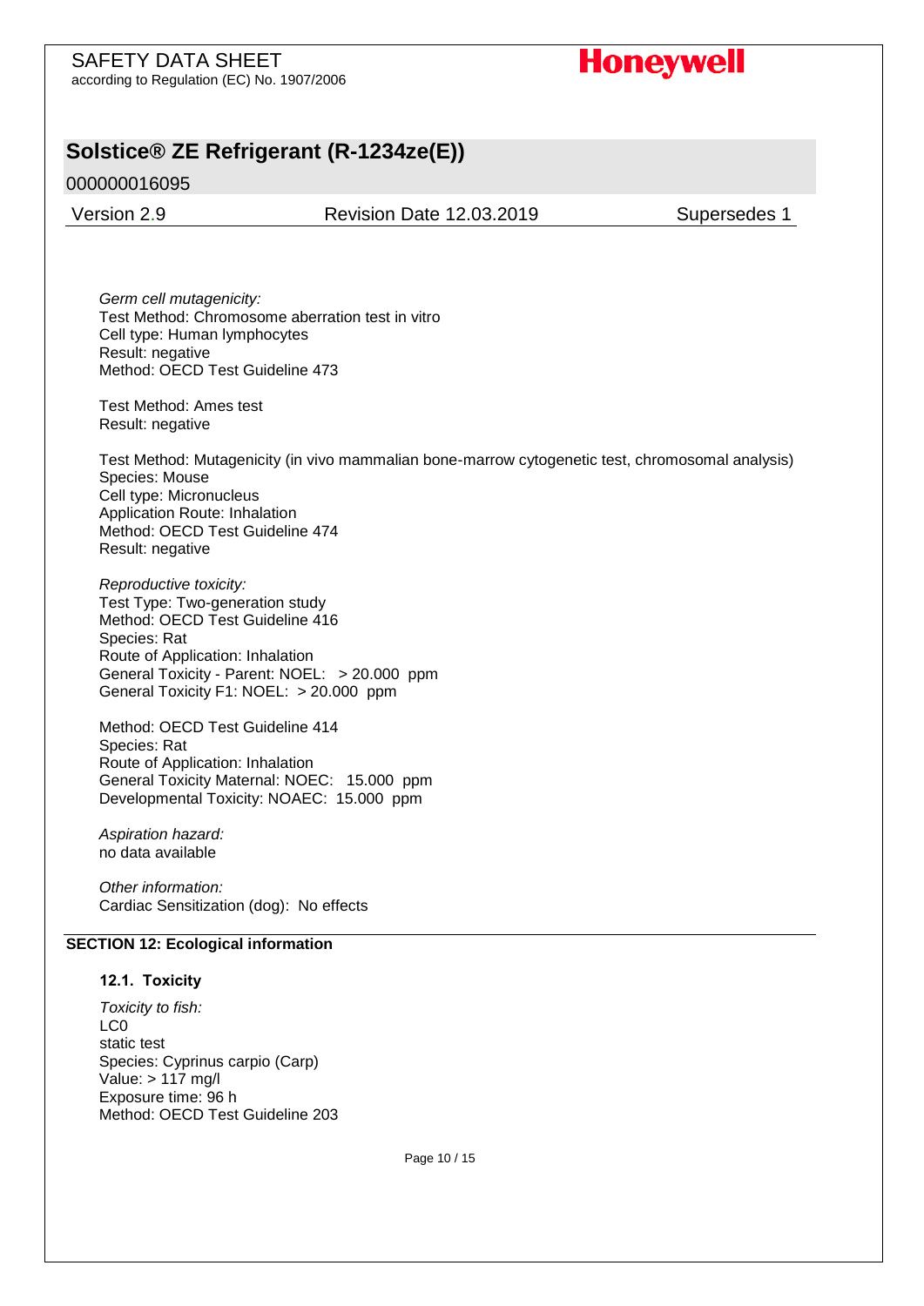*Germ cell mutagenicity:*
Test Method: Chromosome aberration test in vitro
Cell type: Human lymphocytes
Result: negative
Method: OECD Test Guideline 473

Test Method: Ames test
Result: negative

Test Method: Mutagenicity (in vivo mammalian bone-marrow cytogenetic test, chromosomal analysis)
Species: Mouse
Cell type: Micronucleus
Application Route: Inhalation
Method: OECD Test Guideline 474
Result: negative

*Reproductive toxicity:*
Test Type: Two-generation study
Method: OECD Test Guideline 416
Species: Rat
Route of Application: Inhalation
General Toxicity - Parent: NOEL: > 20.000 ppm
General Toxicity F1: NOEL: > 20.000 ppm

Method: OECD Test Guideline 414
Species: Rat
Route of Application: Inhalation
General Toxicity Maternal: NOEC: 15.000 ppm
Developmental Toxicity: NOAEC: 15.000 ppm

*Aspiration hazard:*
no data available

*Other information:*
Cardiac Sensitization (dog): No effects

## SECTION 12: Ecological information

### 12.1. Toxicity

*Toxicity to fish:*
LC0
static test
Species: Cyprinus carpio (Carp)
Value: > 117 mg/l
Exposure time: 96 h
Method: OECD Test Guideline 203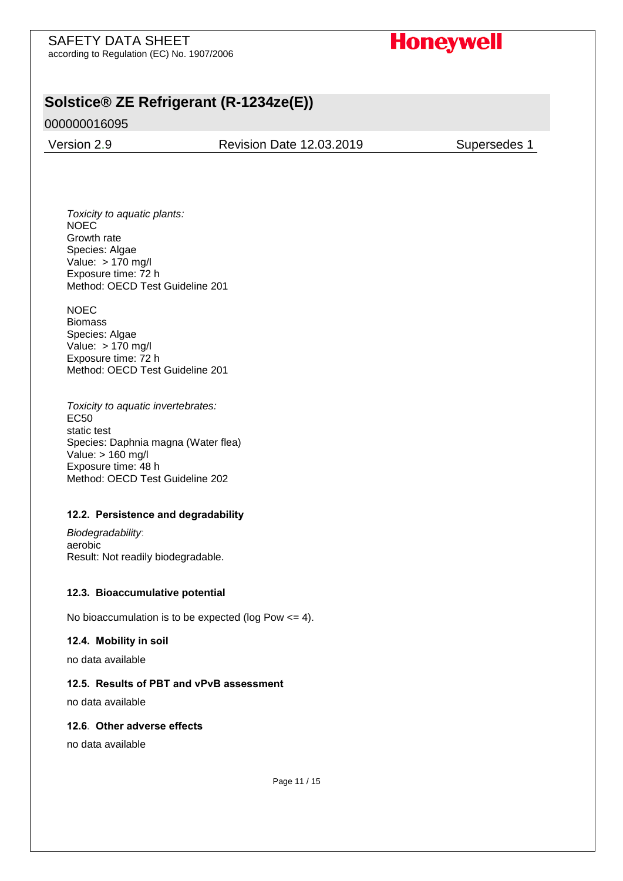*Toxicity to aquatic plants:*
NOEC
Growth rate
Species: Algae
Value: > 170 mg/l
Exposure time: 72 h
Method: OECD Test Guideline 201

NOEC
Biomass
Species: Algae
Value: > 170 mg/l
Exposure time: 72 h
Method: OECD Test Guideline 201

*Toxicity to aquatic invertebrates:*
EC50
static test
Species: Daphnia magna (Water flea)
Value: > 160 mg/l
Exposure time: 48 h
Method: OECD Test Guideline 202

### 12.2. Persistence and degradability

*Biodegradability*:
aerobic
Result: Not readily biodegradable.

### 12.3. Bioaccumulative potential

No bioaccumulation is to be expected (log Pow <= 4).

### 12.4. Mobility in soil

no data available

### 12.5. Results of PBT and vPvB assessment

no data available

### 12.6. Other adverse effects

no data available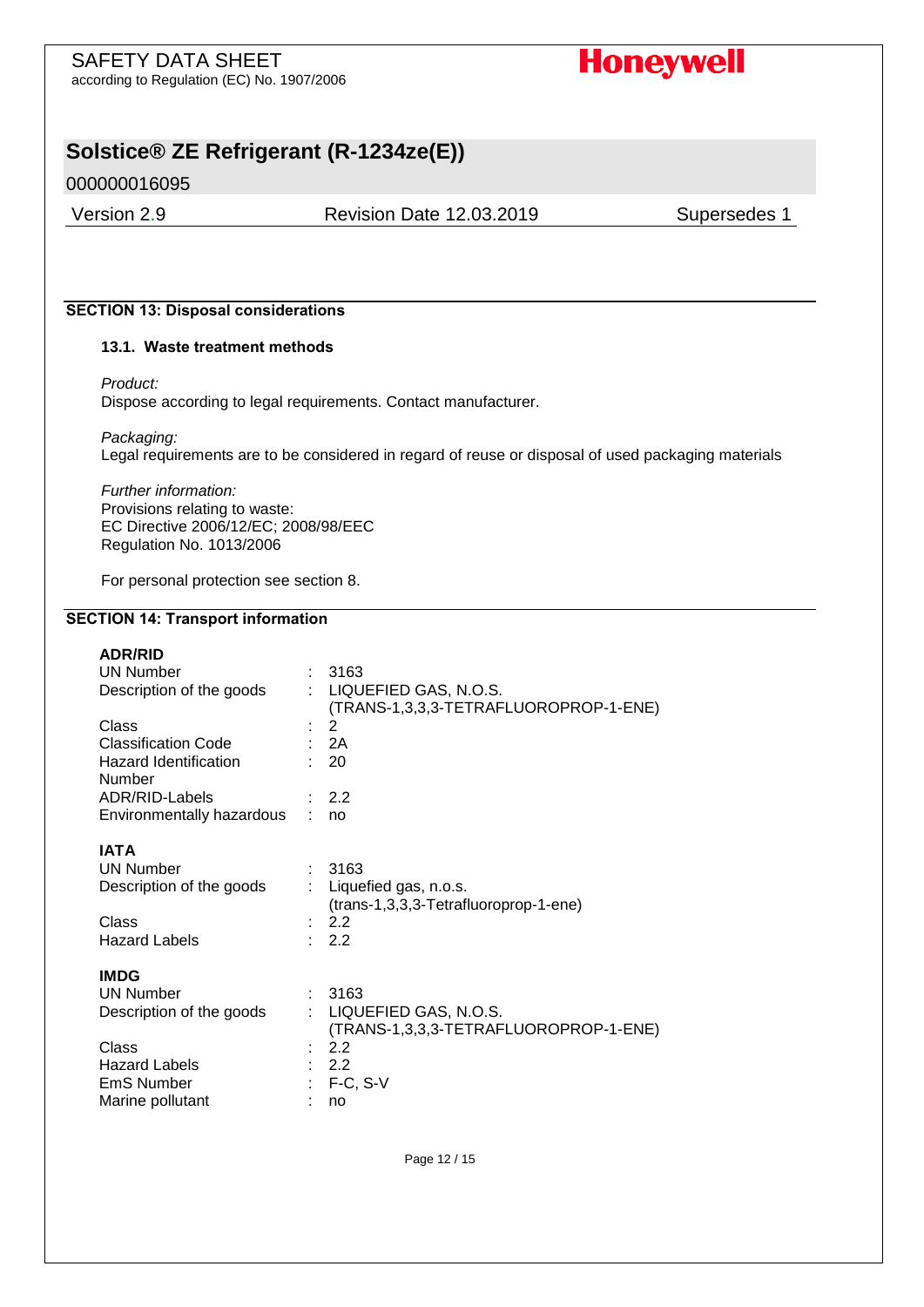## SECTION 13: Disposal considerations

### 13.1. Waste treatment methods

*Product:*
Dispose according to legal requirements. Contact manufacturer.

*Packaging:*
Legal requirements are to be considered in regard of reuse or disposal of used packaging materials

*Further information:*
Provisions relating to waste:
EC Directive 2006/12/EC; 2008/98/EEC
Regulation No. 1013/2006

For personal protection see section 8.

## SECTION 14: Transport information

**ADR/RID**

| | | |
|---|---|---|
| UN Number | : | 3163 |
| Description of the goods | : | LIQUEFIED GAS, N.O.S. (TRANS-1,3,3,3-TETRAFLUOROPROP-1-ENE) |
| Class | : | 2 |
| Classification Code | : | 2A |
| Hazard Identification Number | : | 20 |
| ADR/RID-Labels | : | 2.2 |
| Environmentally hazardous | : | no |

**IATA**

| | | |
|---|---|---|
| UN Number | : | 3163 |
| Description of the goods | : | Liquefied gas, n.o.s. (trans-1,3,3,3-Tetrafluoroprop-1-ene) |
| Class | : | 2.2 |
| Hazard Labels | : | 2.2 |

**IMDG**

| | | |
|---|---|---|
| UN Number | : | 3163 |
| Description of the goods | : | LIQUEFIED GAS, N.O.S. (TRANS-1,3,3,3-TETRAFLUOROPROP-1-ENE) |
| Class | : | 2.2 |
| Hazard Labels | : | 2.2 |
| EmS Number | : | F-C, S-V |
| Marine pollutant | : | no |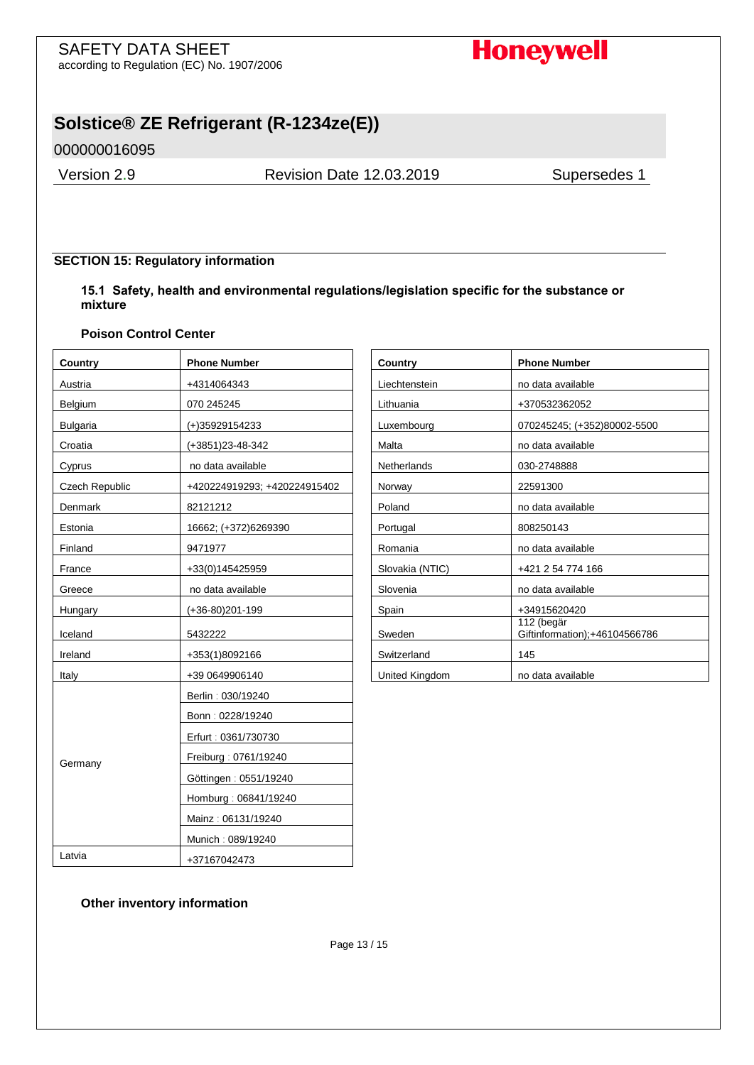## SECTION 15: Regulatory information

### 15.1 Safety, health and environmental regulations/legislation specific for the substance or mixture

**Poison Control Center**

| Country | Phone Number |
|---|---|
| Austria | +4314064343 |
| Belgium | 070 245245 |
| Bulgaria | (+)35929154233 |
| Croatia | (+3851)23-48-342 |
| Cyprus | no data available |
| Czech Republic | +420224919293; +420224915402 |
| Denmark | 82121212 |
| Estonia | 16662; (+372)6269390 |
| Finland | 9471977 |
| France | +33(0)145425959 |
| Greece | no data available |
| Hungary | (+36-80)201-199 |
| Iceland | 5432222 |
| Ireland | +353(1)8092166 |
| Italy | +39 0649906140 |
| Germany | Berlin : 030/19240 |
| | Bonn : 0228/19240 |
| | Erfurt : 0361/730730 |
| | Freiburg : 0761/19240 |
| | Göttingen : 0551/19240 |
| | Homburg : 06841/19240 |
| | Mainz : 06131/19240 |
| | Munich : 089/19240 |
| Latvia | +37167042473 |

| Country | Phone Number |
|---|---|
| Liechtenstein | no data available |
| Lithuania | +370532362052 |
| Luxembourg | 070245245; (+352)80002-5500 |
| Malta | no data available |
| Netherlands | 030-2748888 |
| Norway | 22591300 |
| Poland | no data available |
| Portugal | 808250143 |
| Romania | no data available |
| Slovakia (NTIC) | +421 2 54 774 166 |
| Slovenia | no data available |
| Spain | +34915620420 |
| Sweden | 112 (begär Giftinformation);+46104566786 |
| Switzerland | 145 |
| United Kingdom | no data available |

**Other inventory information**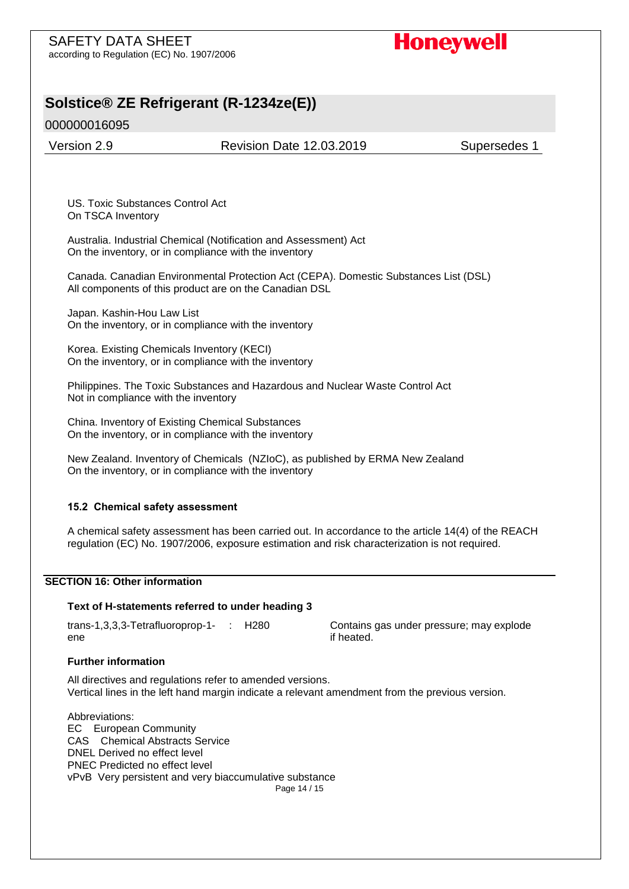US. Toxic Substances Control Act
On TSCA Inventory

Australia. Industrial Chemical (Notification and Assessment) Act
On the inventory, or in compliance with the inventory

Canada. Canadian Environmental Protection Act (CEPA). Domestic Substances List (DSL)
All components of this product are on the Canadian DSL

Japan. Kashin-Hou Law List
On the inventory, or in compliance with the inventory

Korea. Existing Chemicals Inventory (KECI)
On the inventory, or in compliance with the inventory

Philippines. The Toxic Substances and Hazardous and Nuclear Waste Control Act
Not in compliance with the inventory

China. Inventory of Existing Chemical Substances
On the inventory, or in compliance with the inventory

New Zealand. Inventory of Chemicals (NZIoC), as published by ERMA New Zealand
On the inventory, or in compliance with the inventory

### 15.2 Chemical safety assessment

A chemical safety assessment has been carried out. In accordance to the article 14(4) of the REACH regulation (EC) No. 1907/2006, exposure estimation and risk characterization is not required.

## SECTION 16: Other information

### Text of H-statements referred to under heading 3

trans-1,3,3,3-Tetrafluoroprop-1-ene : H280 Contains gas under pressure; may explode if heated.

### Further information

All directives and regulations refer to amended versions.
Vertical lines in the left hand margin indicate a relevant amendment from the previous version.

Abbreviations:
EC European Community
CAS Chemical Abstracts Service
DNEL Derived no effect level
PNEC Predicted no effect level
vPvB Very persistent and very biaccumulative substance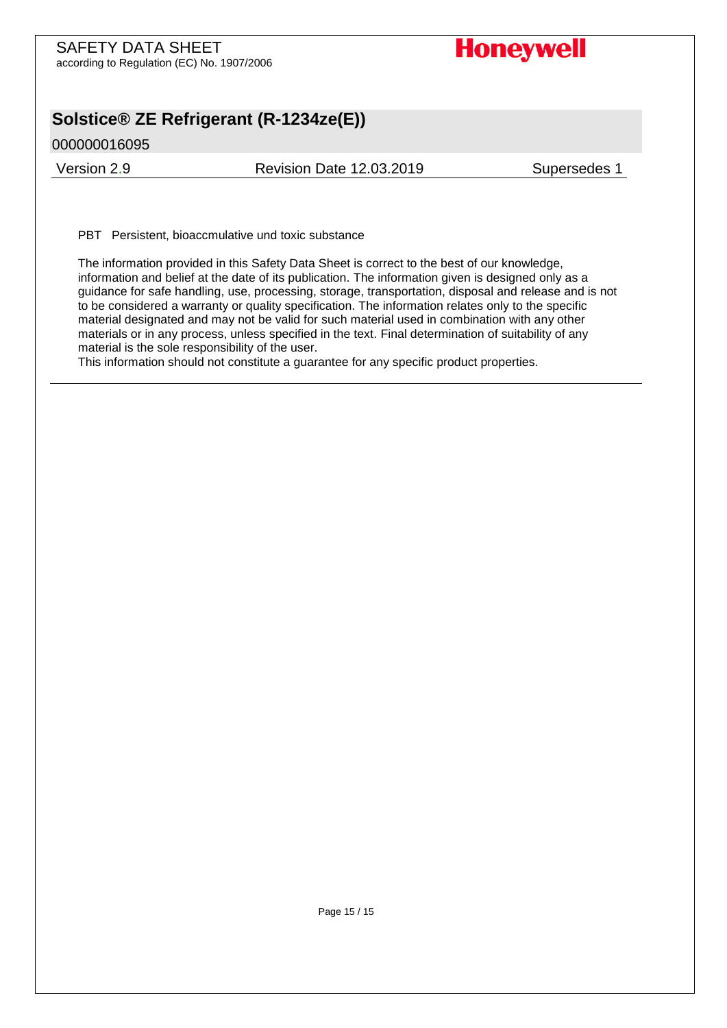PBT Persistent, bioaccmulative und toxic substance

The information provided in this Safety Data Sheet is correct to the best of our knowledge, information and belief at the date of its publication. The information given is designed only as a guidance for safe handling, use, processing, storage, transportation, disposal and release and is not to be considered a warranty or quality specification. The information relates only to the specific material designated and may not be valid for such material used in combination with any other materials or in any process, unless specified in the text. Final determination of suitability of any material is the sole responsibility of the user.
This information should not constitute a guarantee for any specific product properties.